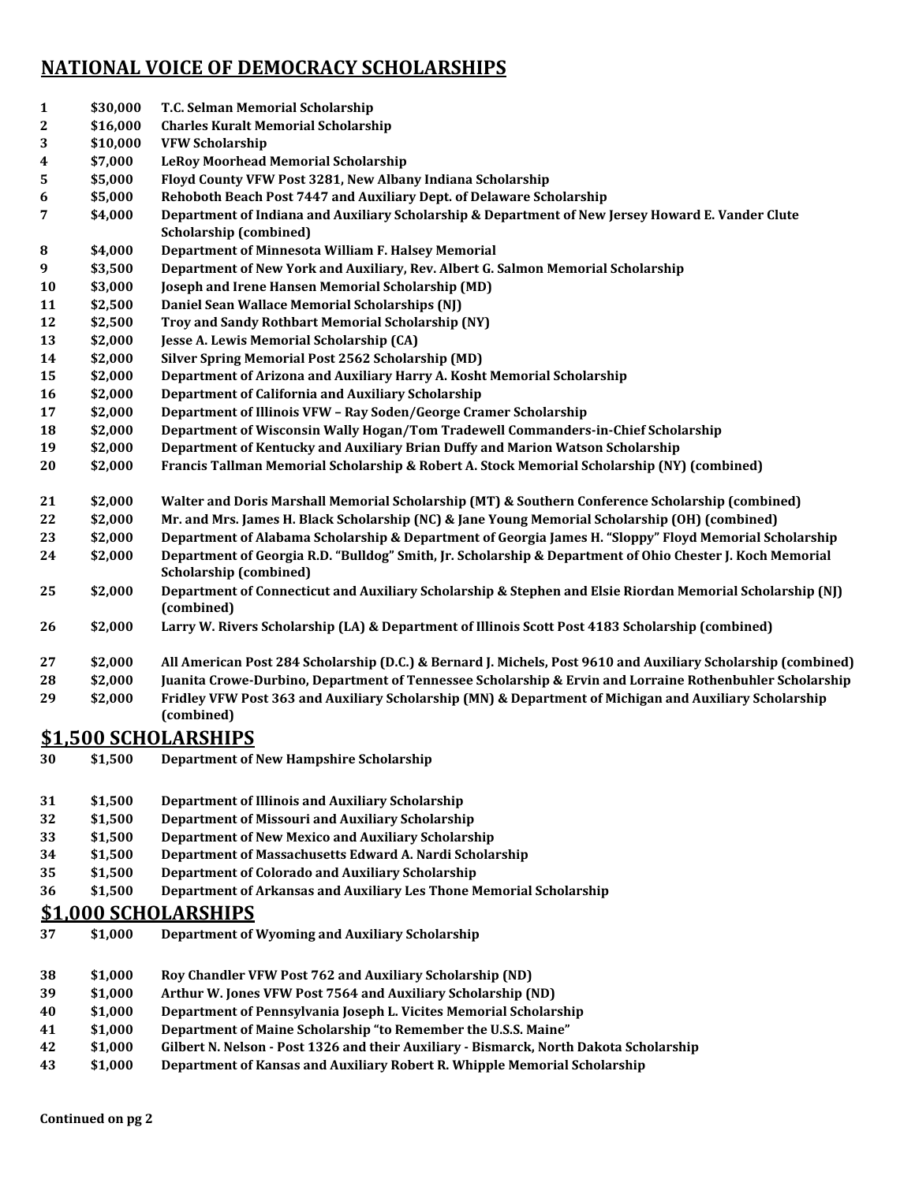# NATIONAL VOICE OF DEMOCRACY SCHOLARSHIPS

| | | |
|---|---|---|
| **1** | **\$30,000** | **T.C. Selman Memorial Scholarship** |
| **2** | **\$16,000** | **Charles Kuralt Memorial Scholarship** |
| **3** | **\$10,000** | **VFW Scholarship** |
| **4** | **\$7,000** | **LeRoy Moorhead Memorial Scholarship** |
| **5** | **\$5,000** | **Floyd County VFW Post 3281, New Albany Indiana Scholarship** |
| **6** | **\$5,000** | **Rehoboth Beach Post 7447 and Auxiliary Dept. of Delaware Scholarship** |
| **7** | **\$4,000** | **Department of Indiana and Auxiliary Scholarship & Department of New Jersey Howard E. Vander Clute Scholarship (combined)** |
| **8** | **\$4,000** | **Department of Minnesota William F. Halsey Memorial** |
| **9** | **\$3,500** | **Department of New York and Auxiliary, Rev. Albert G. Salmon Memorial Scholarship** |
| **10** | **\$3,000** | **Joseph and Irene Hansen Memorial Scholarship (MD)** |
| **11** | **\$2,500** | **Daniel Sean Wallace Memorial Scholarships (NJ)** |
| **12** | **\$2,500** | **Troy and Sandy Rothbart Memorial Scholarship (NY)** |
| **13** | **\$2,000** | **Jesse A. Lewis Memorial Scholarship (CA)** |
| **14** | **\$2,000** | **Silver Spring Memorial Post 2562 Scholarship (MD)** |
| **15** | **\$2,000** | **Department of Arizona and Auxiliary Harry A. Kosht Memorial Scholarship** |
| **16** | **\$2,000** | **Department of California and Auxiliary Scholarship** |
| **17** | **\$2,000** | **Department of Illinois VFW – Ray Soden/George Cramer Scholarship** |
| **18** | **\$2,000** | **Department of Wisconsin Wally Hogan/Tom Tradewell Commanders-in-Chief Scholarship** |
| **19** | **\$2,000** | **Department of Kentucky and Auxiliary Brian Duffy and Marion Watson Scholarship** |
| **20** | **\$2,000** | **Francis Tallman Memorial Scholarship & Robert A. Stock Memorial Scholarship (NY) (combined)** |
| **21** | **\$2,000** | **Walter and Doris Marshall Memorial Scholarship (MT) & Southern Conference Scholarship (combined)** |
| **22** | **\$2,000** | **Mr. and Mrs. James H. Black Scholarship (NC) & Jane Young Memorial Scholarship (OH) (combined)** |
| **23** | **\$2,000** | **Department of Alabama Scholarship & Department of Georgia James H. "Sloppy" Floyd Memorial Scholarship** |
| **24** | **\$2,000** | **Department of Georgia R.D. "Bulldog" Smith, Jr. Scholarship & Department of Ohio Chester J. Koch Memorial Scholarship (combined)** |
| **25** | **\$2,000** | **Department of Connecticut and Auxiliary Scholarship & Stephen and Elsie Riordan Memorial Scholarship (NJ) (combined)** |
| **26** | **\$2,000** | **Larry W. Rivers Scholarship (LA) & Department of Illinois Scott Post 4183 Scholarship (combined)** |
| **27** | **\$2,000** | **All American Post 284 Scholarship (D.C.) & Bernard J. Michels, Post 9610 and Auxiliary Scholarship (combined)** |
| **28** | **\$2,000** | **Juanita Crowe-Durbino, Department of Tennessee Scholarship & Ervin and Lorraine Rothenbuhler Scholarship** |
| **29** | **\$2,000** | **Fridley VFW Post 363 and Auxiliary Scholarship (MN) & Department of Michigan and Auxiliary Scholarship (combined)** |

## \$1,500 SCHOLARSHIPS

| | | |
|---|---|---|
| **30** | **\$1,500** | **Department of New Hampshire Scholarship** |
| **31** | **\$1,500** | **Department of Illinois and Auxiliary Scholarship** |
| **32** | **\$1,500** | **Department of Missouri and Auxiliary Scholarship** |
| **33** | **\$1,500** | **Department of New Mexico and Auxiliary Scholarship** |
| **34** | **\$1,500** | **Department of Massachusetts Edward A. Nardi Scholarship** |
| **35** | **\$1,500** | **Department of Colorado and Auxiliary Scholarship** |
| **36** | **\$1,500** | **Department of Arkansas and Auxiliary Les Thone Memorial Scholarship** |

## \$1,000 SCHOLARSHIPS

| | | |
|---|---|---|
| **37** | **\$1,000** | **Department of Wyoming and Auxiliary Scholarship** |
| **38** | **\$1,000** | **Roy Chandler VFW Post 762 and Auxiliary Scholarship (ND)** |
| **39** | **\$1,000** | **Arthur W. Jones VFW Post 7564 and Auxiliary Scholarship (ND)** |
| **40** | **\$1,000** | **Department of Pennsylvania Joseph L. Vicites Memorial Scholarship** |
| **41** | **\$1,000** | **Department of Maine Scholarship "to Remember the U.S.S. Maine"** |
| **42** | **\$1,000** | **Gilbert N. Nelson - Post 1326 and their Auxiliary - Bismarck, North Dakota Scholarship** |
| **43** | **\$1,000** | **Department of Kansas and Auxiliary Robert R. Whipple Memorial Scholarship** |

**Continued on pg 2**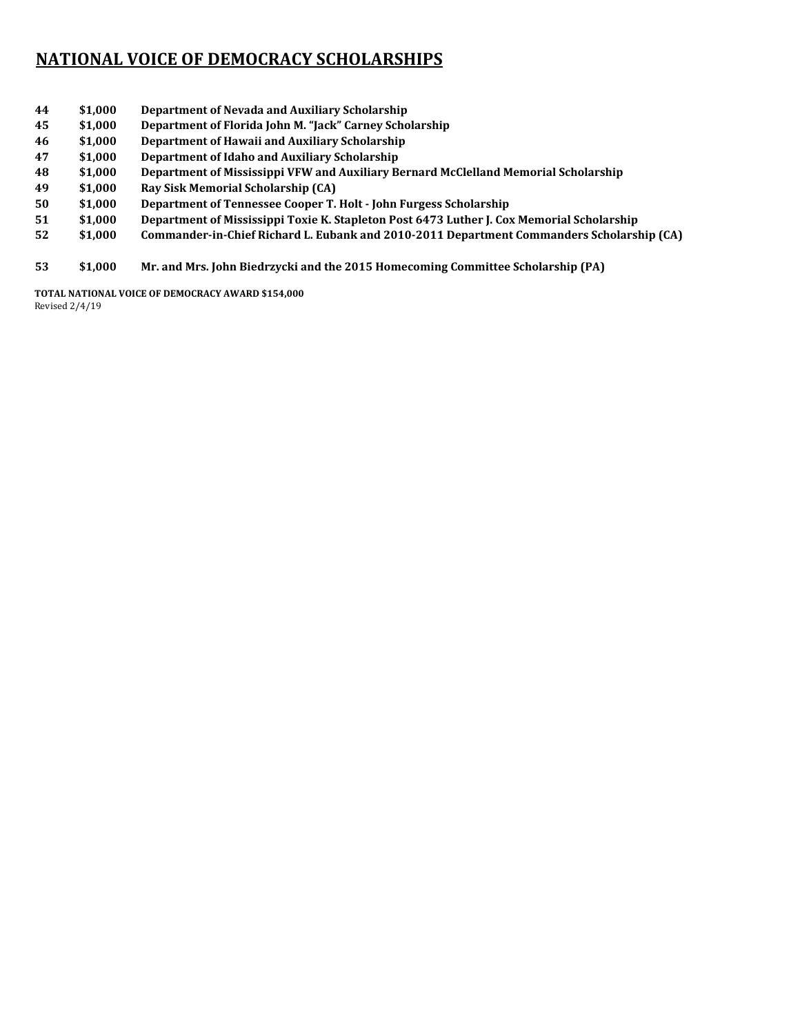## NATIONAL VOICE OF DEMOCRACY SCHOLARSHIPS

| | | |
|---|---|---|
| **44** | **$1,000** | **Department of Nevada and Auxiliary Scholarship** |
| **45** | **$1,000** | **Department of Florida John M. "Jack" Carney Scholarship** |
| **46** | **$1,000** | **Department of Hawaii and Auxiliary Scholarship** |
| **47** | **$1,000** | **Department of Idaho and Auxiliary Scholarship** |
| **48** | **$1,000** | **Department of Mississippi VFW and Auxiliary Bernard McClelland Memorial Scholarship** |
| **49** | **$1,000** | **Ray Sisk Memorial Scholarship (CA)** |
| **50** | **$1,000** | **Department of Tennessee Cooper T. Holt - John Furgess Scholarship** |
| **51** | **$1,000** | **Department of Mississippi Toxie K. Stapleton Post 6473 Luther J. Cox Memorial Scholarship** |
| **52** | **$1,000** | **Commander-in-Chief Richard L. Eubank and 2010-2011 Department Commanders Scholarship (CA)** |
| **53** | **$1,000** | **Mr. and Mrs. John Biedrzycki and the 2015 Homecoming Committee Scholarship (PA)** |

**TOTAL NATIONAL VOICE OF DEMOCRACY AWARD $154,000**

Revised 2/4/19